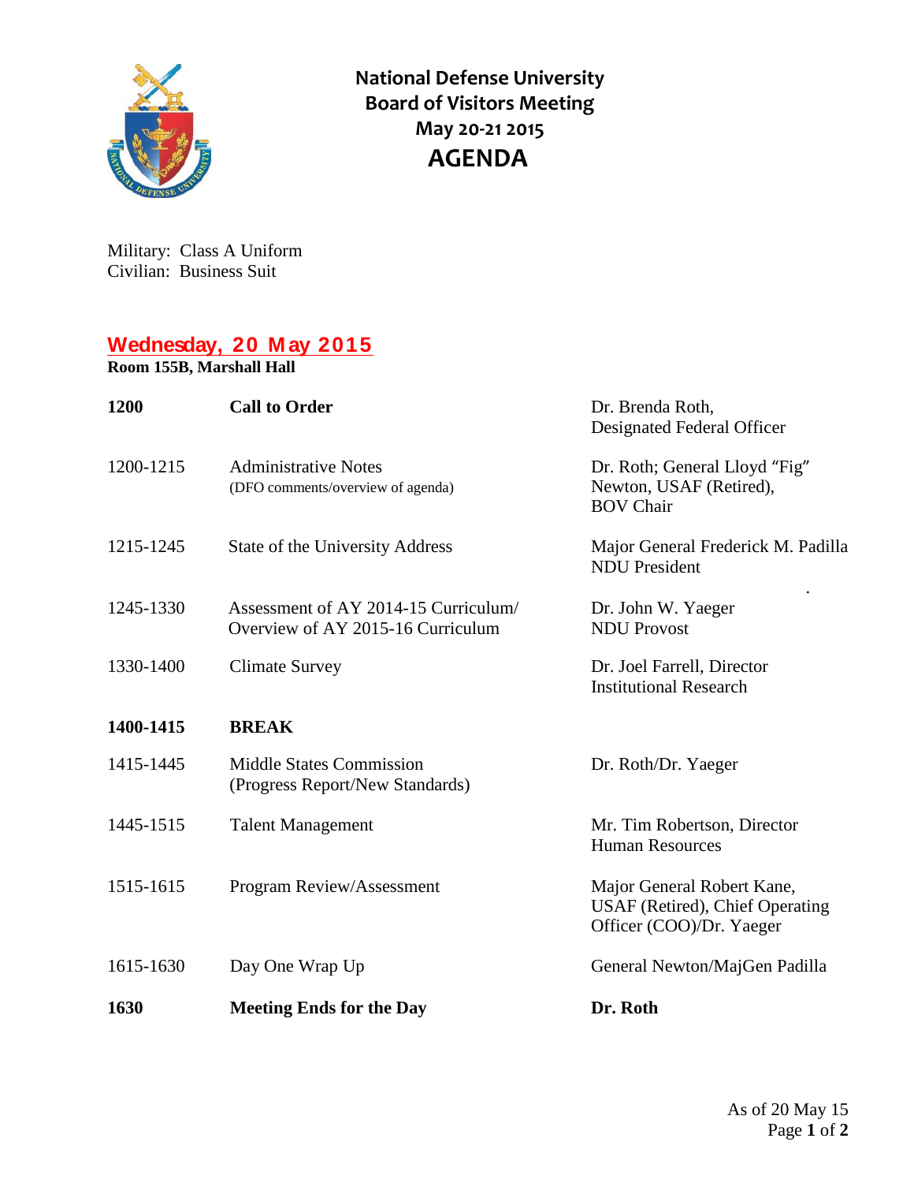# National Defense University
# Board of Visitors Meeting
# May 20-21 2015
# AGENDA

Military: Class A Uniform
Civilian: Business Suit

## Wednesday, 20 May 2015

**Room 155B, Marshall Hall**

| | | |
|---|---|---|
| **1200** | **Call to Order** | Dr. Brenda Roth, Designated Federal Officer |
| 1200-1215 | Administrative Notes (DFO comments/overview of agenda) | Dr. Roth; General Lloyd "Fig" Newton, USAF (Retired), BOV Chair |
| 1215-1245 | State of the University Address | Major General Frederick M. Padilla NDU President |
| 1245-1330 | Assessment of AY 2014-15 Curriculum/ Overview of AY 2015-16 Curriculum | Dr. John W. Yaeger NDU Provost |
| 1330-1400 | Climate Survey | Dr. Joel Farrell, Director Institutional Research |
| **1400-1415** | **BREAK** | |
| 1415-1445 | Middle States Commission (Progress Report/New Standards) | Dr. Roth/Dr. Yaeger |
| 1445-1515 | Talent Management | Mr. Tim Robertson, Director Human Resources |
| 1515-1615 | Program Review/Assessment | Major General Robert Kane, USAF (Retired), Chief Operating Officer (COO)/Dr. Yaeger |
| 1615-1630 | Day One Wrap Up | General Newton/MajGen Padilla |
| **1630** | **Meeting Ends for the Day** | **Dr. Roth** |

As of 20 May 15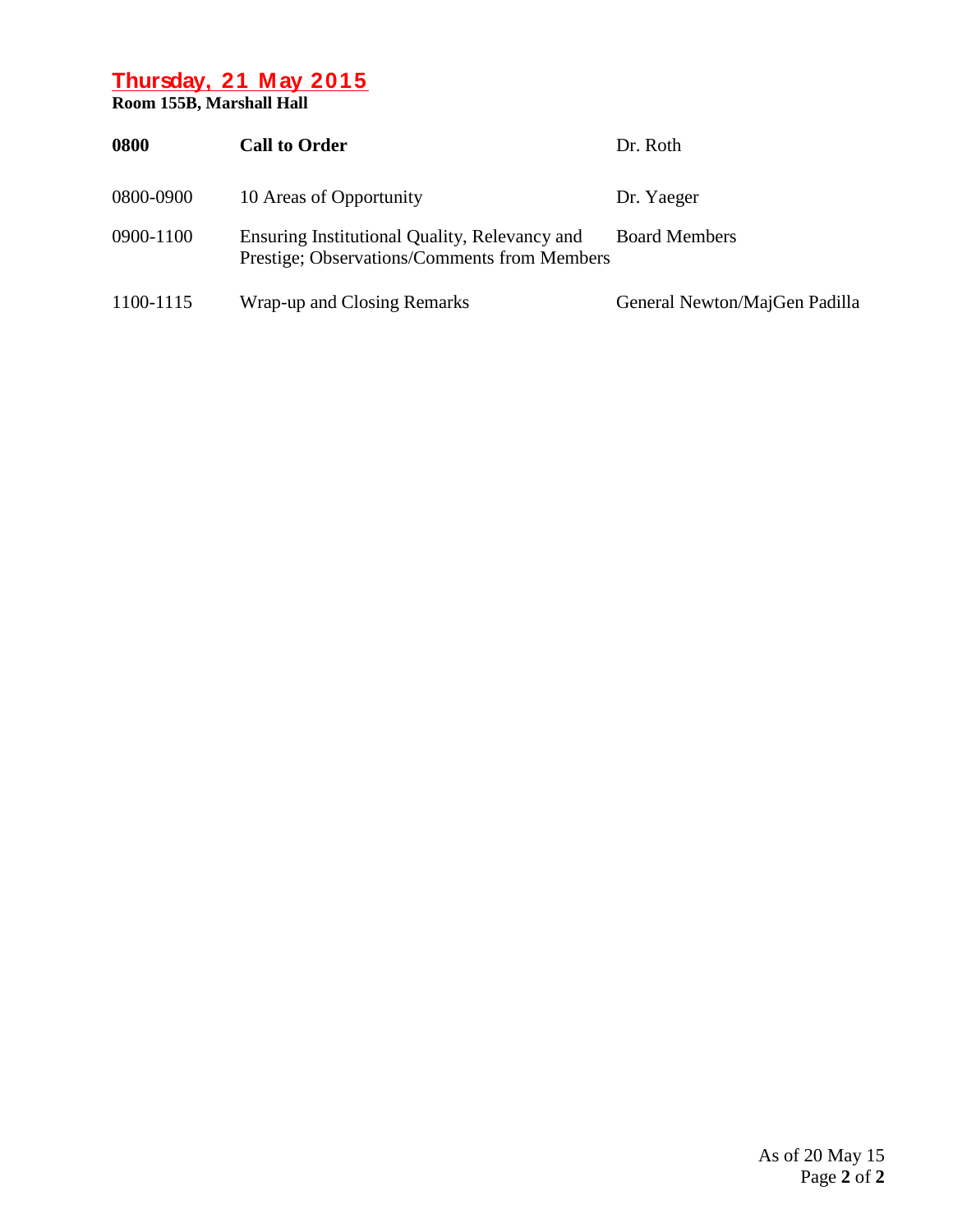## Thursday, 21 May 2015

**Room 155B, Marshall Hall**

| | | |
|---|---|---|
| **0800** | **Call to Order** | Dr. Roth |
| 0800-0900 | 10 Areas of Opportunity | Dr. Yaeger |
| 0900-1100 | Ensuring Institutional Quality, Relevancy and Prestige; Observations/Comments from Members | Board Members |
| 1100-1115 | Wrap-up and Closing Remarks | General Newton/MajGen Padilla |

As of 20 May 15